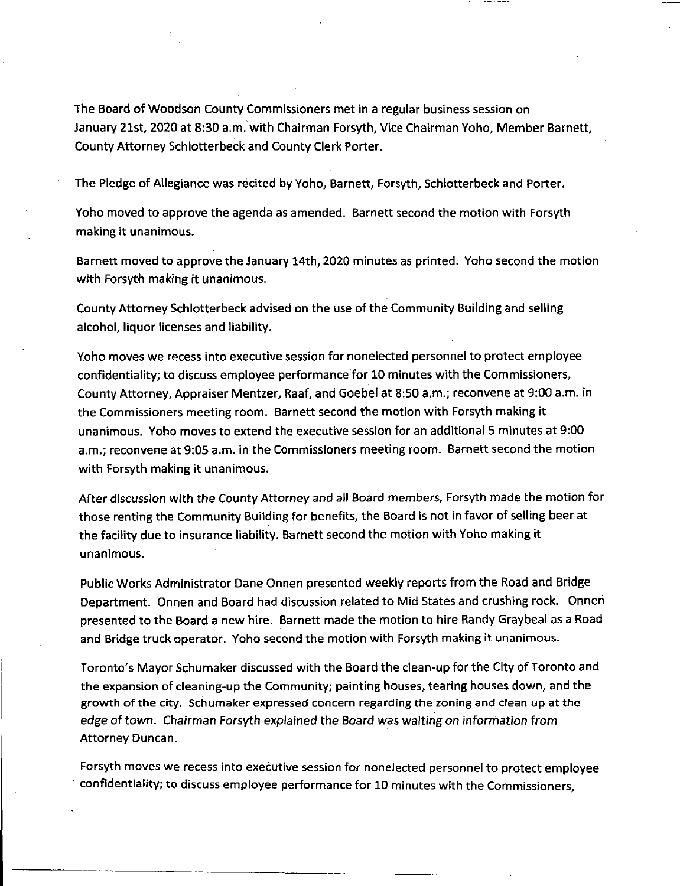The Board of Woodson County Commissioners met in a regular business session on January 21st, 2020 at 8:30 a.m. with Chairman Forsyth, Vice Chairman Yoho, Member Barnett, County Attorney Schlotterbeck and County Clerk Porter.

The Pledge of Allegiance was recited by Yoho, Barnett, Forsyth, Schlotterbeck and Porter.

Yoho moved to approve the agenda as amended. Barnett second the motion with Forsyth making it unanimous.

Barnett moved to approve the January 14th, 2020 minutes as printed. Yoho second the motion with Forsyth making it unanimous.

County Attorney Schlotterbeck advised on the use of the Community Building and selling alcohol, liquor licenses and liability.

Yoho moves we recess into executive session for nonelected personnel to protect employee confidentiality; to discuss employee performance for 10 minutes with the Commissioners, County Attorney, Appraiser Mentzer, Raaf, and Goebel at 8:50 a.m.; reconvene at 9:00 a.m. in the Commissioners meeting room. Barnett second the motion with Forsyth making it unanimous. Yoho moves to extend the executive session for an additional 5 minutes at 9:00 a.m.; reconvene at 9:05 a.m. in the Commissioners meeting room. Barnett second the motion with Forsyth making it unanimous.

After discussion with the County Attorney and all Board members, Forsyth made the motion for those renting the Community Building for benefits, the Board is not in favor of selling beer at the facility due to insurance liability. Barnett second the motion with Yoho making it unanimous.

Public Works Administrator Dane Onnen presented weekly reports from the Road and Bridge Department. Onnen and Board had discussion related to Mid States and crushing rock. Onnen presented to the Board a new hire. Barnett made the motion to hire Randy Graybeal as a Road and Bridge truck operator. Yoho second the motion with Forsyth making it unanimous.

Toronto's Mayor Schumaker discussed with the Board the clean-up for the City of Toronto and the expansion of cleaning-up the Community; painting houses, tearing houses down, and the growth of the city. Schumaker expressed concern regarding the zoning and clean up at the edge of town. Chairman Forsyth explained the Board was waiting on information from Attorney Duncan.

Forsyth moves we recess into executive session for nonelected personnel to protect employee confidentiality; to discuss employee performance for 10 minutes with the Commissioners,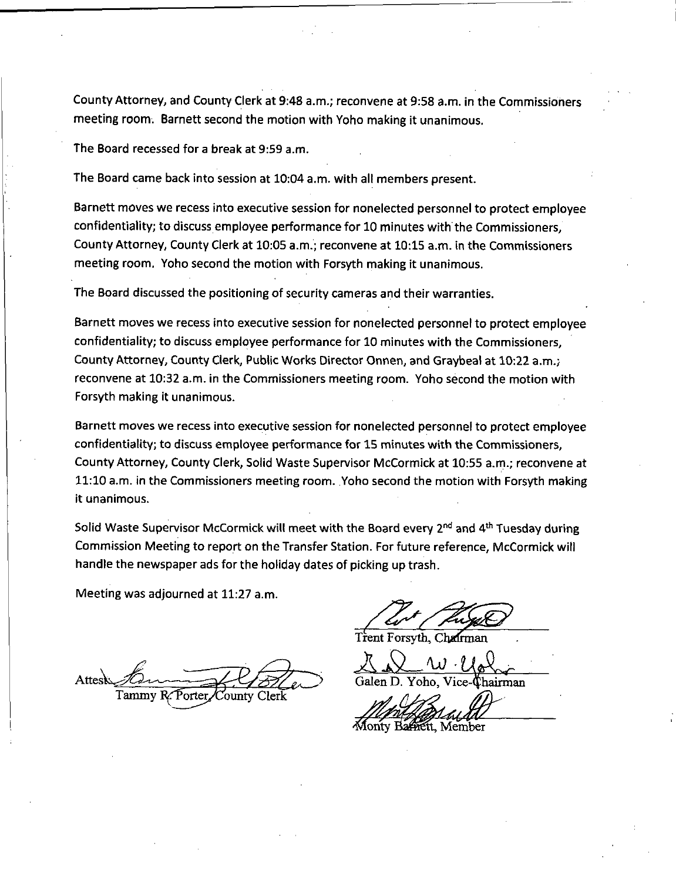County Attorney, and County Clerk at 9:48 a.m.; reconvene at 9:58 a.m. in the Commissioners meeting room. Barnett second the motion with Yoho making it unanimous.

The Board recessed for a break at 9:59 a.m.

The Board came back into session at 10:04 a.m. with all members present.

Barnett moves we recess into executive session for nonelected personnel to protect employee confidentiality; to discuss employee performance for 10 minutes with the Commissioners, County Attorney, County Clerk at 10:05 a.m.; reconvene at 10:15 a.m. in the Commissioners meeting room. Yoho second the motion with Forsyth making it unanimous.

The Board discussed the positioning of security cameras and their warranties.

Barnett moves we recess into executive session for nonelected personnel to protect employee confidentiality; to discuss employee performance for 10 minutes with the Commissioners, County Attorney, County Clerk, Public Works Director Onnen, and Graybeal at 10:22 a.m.; reconvene at 10:32 a.m. in the Commissioners meeting room. Yoho second the motion with Forsyth making it unanimous.

Barnett moves we recess into executive session for nonelected personnel to protect employee confidentiality; to discuss employee performance for 15 minutes with the Commissioners, County Attorney, County Clerk, Solid Waste Supervisor McCormick at 10:55 a.m.; reconvene at 11:10 a.m. in the Commissioners meeting room. Yoho second the motion with Forsyth making it unanimous.

Solid Waste Supervisor McCormick will meet with the Board every 2nd and 4th Tuesday during Commission Meeting to report on the Transfer Station. For future reference, McCormick will handle the newspaper ads for the holiday dates of picking up trash.

Meeting was adjourned at 11:27 a.m.

Trent Forsyth, Chairman

Galen D. Yoho, Vice-Chairman

Monty Barnett, Member

Attest: Tammy R. Porter, County Clerk